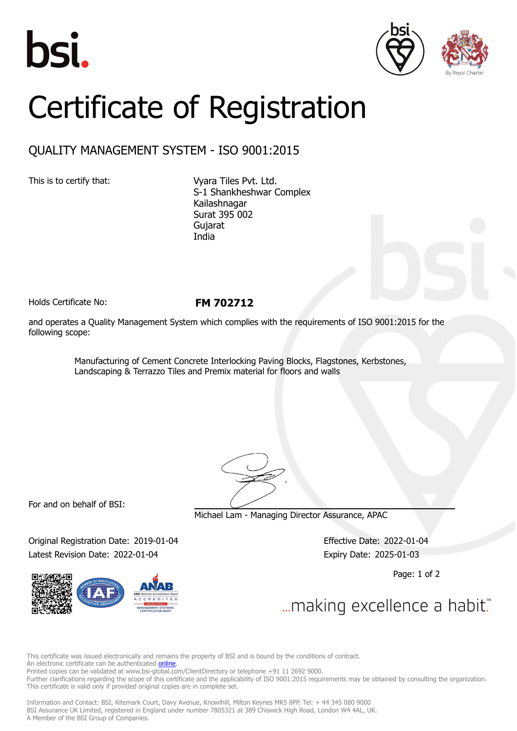# Certificate of Registration

## QUALITY MANAGEMENT SYSTEM - ISO 9001:2015

This is to certify that:

Vyara Tiles Pvt. Ltd.
S-1 Shankheshwar Complex
Kailashnagar
Surat 395 002
Gujarat
India

Holds Certificate No: **FM 702712**

and operates a Quality Management System which complies with the requirements of ISO 9001:2015 for the following scope:

Manufacturing of Cement Concrete Interlocking Paving Blocks, Flagstones, Kerbstones, Landscaping & Terrazzo Tiles and Premix material for floors and walls

For and on behalf of BSI:

Michael Lam - Managing Director Assurance, APAC

Original Registration Date: 2019-01-04
Latest Revision Date: 2022-01-04

Effective Date: 2022-01-04
Expiry Date: 2025-01-03

...making excellence a habit.™

This certificate was issued electronically and remains the property of BSI and is bound by the conditions of contract.
An electronic certificate can be authenticated online.
Printed copies can be validated at www.bsi-global.com/ClientDirectory or telephone +91 11 2692 9000.
Further clarifications regarding the scope of this certificate and the applicability of ISO 9001:2015 requirements may be obtained by consulting the organization.
This certificate is valid only if provided original copies are in complete set.

Information and Contact: BSI, Kitemark Court, Davy Avenue, Knowlhill, Milton Keynes MK5 8PP. Tel: + 44 345 080 9000
BSI Assurance UK Limited, registered in England under number 7805321 at 389 Chiswick High Road, London W4 4AL, UK.
A Member of the BSI Group of Companies.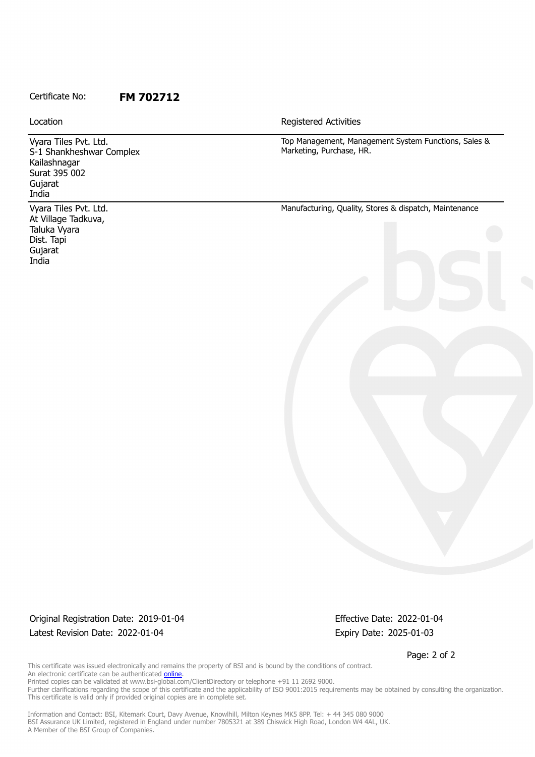Certificate No: **FM 702712**

| Location | Registered Activities |
| --- | --- |
| Vyara Tiles Pvt. Ltd.<br>S-1 Shankheshwar Complex<br>Kailashnagar<br>Surat 395 002<br>Gujarat<br>India | Top Management, Management System Functions, Sales & Marketing, Purchase, HR. |
| Vyara Tiles Pvt. Ltd.<br>At Village Tadkuva,<br>Taluka Vyara<br>Dist. Tapi<br>Gujarat<br>India | Manufacturing, Quality, Stores & dispatch, Maintenance |

Original Registration Date: 2019-01-04

Latest Revision Date: 2022-01-04

Effective Date: 2022-01-04

Expiry Date: 2025-01-03

This certificate was issued electronically and remains the property of BSI and is bound by the conditions of contract.
An electronic certificate can be authenticated online.
Printed copies can be validated at www.bsi-global.com/ClientDirectory or telephone +91 11 2692 9000.
Further clarifications regarding the scope of this certificate and the applicability of ISO 9001:2015 requirements may be obtained by consulting the organization.
This certificate is valid only if provided original copies are in complete set.

Information and Contact: BSI, Kitemark Court, Davy Avenue, Knowlhill, Milton Keynes MK5 8PP. Tel: + 44 345 080 9000
BSI Assurance UK Limited, registered in England under number 7805321 at 389 Chiswick High Road, London W4 4AL, UK.
A Member of the BSI Group of Companies.